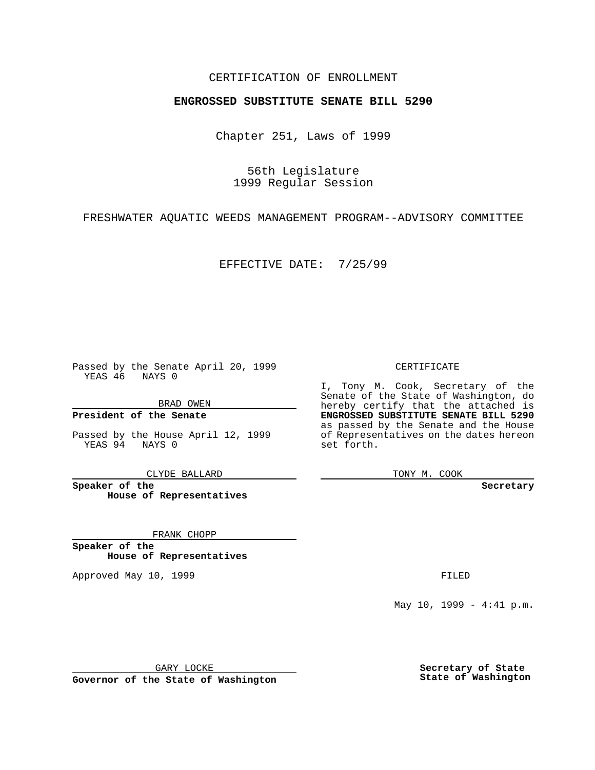CERTIFICATION OF ENROLLMENT

**ENGROSSED SUBSTITUTE SENATE BILL 5290**

Chapter 251, Laws of 1999

56th Legislature
1999 Regular Session

FRESHWATER AQUATIC WEEDS MANAGEMENT PROGRAM--ADVISORY COMMITTEE

EFFECTIVE DATE: 7/25/99

Passed by the Senate April 20, 1999
YEAS 46 NAYS 0

BRAD OWEN

**President of the Senate**

Passed by the House April 12, 1999
YEAS 94 NAYS 0

CLYDE BALLARD

**Speaker of the House of Representatives**

FRANK CHOPP

**Speaker of the House of Representatives**

Approved May 10, 1999

GARY LOCKE

**Governor of the State of Washington**

CERTIFICATE

I, Tony M. Cook, Secretary of the Senate of the State of Washington, do hereby certify that the attached is **ENGROSSED SUBSTITUTE SENATE BILL 5290** as passed by the Senate and the House of Representatives on the dates hereon set forth.

TONY M. COOK

**Secretary**

FILED

May 10, 1999 - 4:41 p.m.

**Secretary of State State of Washington**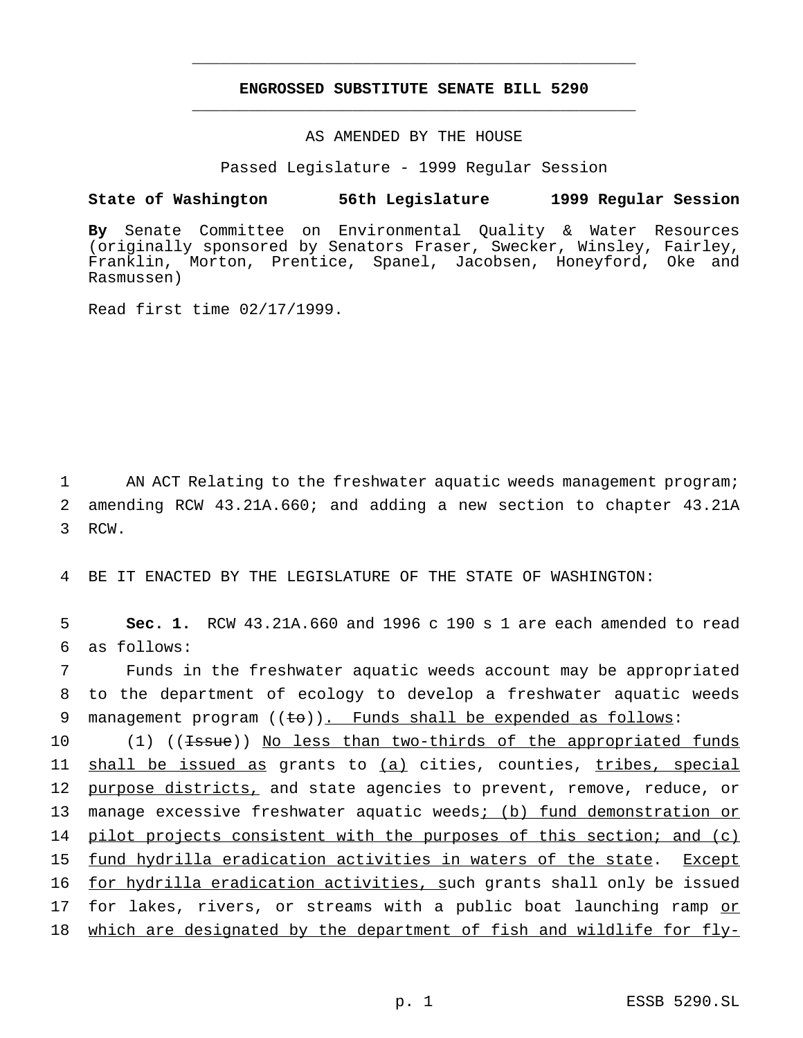# ENGROSSED SUBSTITUTE SENATE BILL 5290

AS AMENDED BY THE HOUSE

Passed Legislature - 1999 Regular Session

**State of Washington 56th Legislature 1999 Regular Session**

**By** Senate Committee on Environmental Quality & Water Resources (originally sponsored by Senators Fraser, Swecker, Winsley, Fairley, Franklin, Morton, Prentice, Spanel, Jacobsen, Honeyford, Oke and Rasmussen)

Read first time 02/17/1999.

1 AN ACT Relating to the freshwater aquatic weeds management program;
2 amending RCW 43.21A.660; and adding a new section to chapter 43.21A
3 RCW.

4 BE IT ENACTED BY THE LEGISLATURE OF THE STATE OF WASHINGTON:

5 **Sec. 1.** RCW 43.21A.660 and 1996 c 190 s 1 are each amended to read
6 as follows:

7 Funds in the freshwater aquatic weeds account may be appropriated
8 to the department of ecology to develop a freshwater aquatic weeds
9 management program ((~~to~~)). <u>Funds shall be expended as follows</u>:

10 (1) ((~~Issue~~)) <u>No less than two-thirds of the appropriated funds</u>
11 <u>shall be issued as</u> grants to <u>(a)</u> cities, counties, <u>tribes, special</u>
12 <u>purpose districts,</u> and state agencies to prevent, remove, reduce, or
13 manage excessive freshwater aquatic weeds<u>; (b) fund demonstration or</u>
14 <u>pilot projects consistent with the purposes of this section; and (c)</u>
15 <u>fund hydrilla eradication activities in waters of the state</u>. <u>Except</u>
16 <u>for hydrilla eradication activities, s</u>uch grants shall only be issued
17 for lakes, rivers, or streams with a public boat launching ramp <u>or</u>
18 <u>which are designated by the department of fish and wildlife for fly-</u>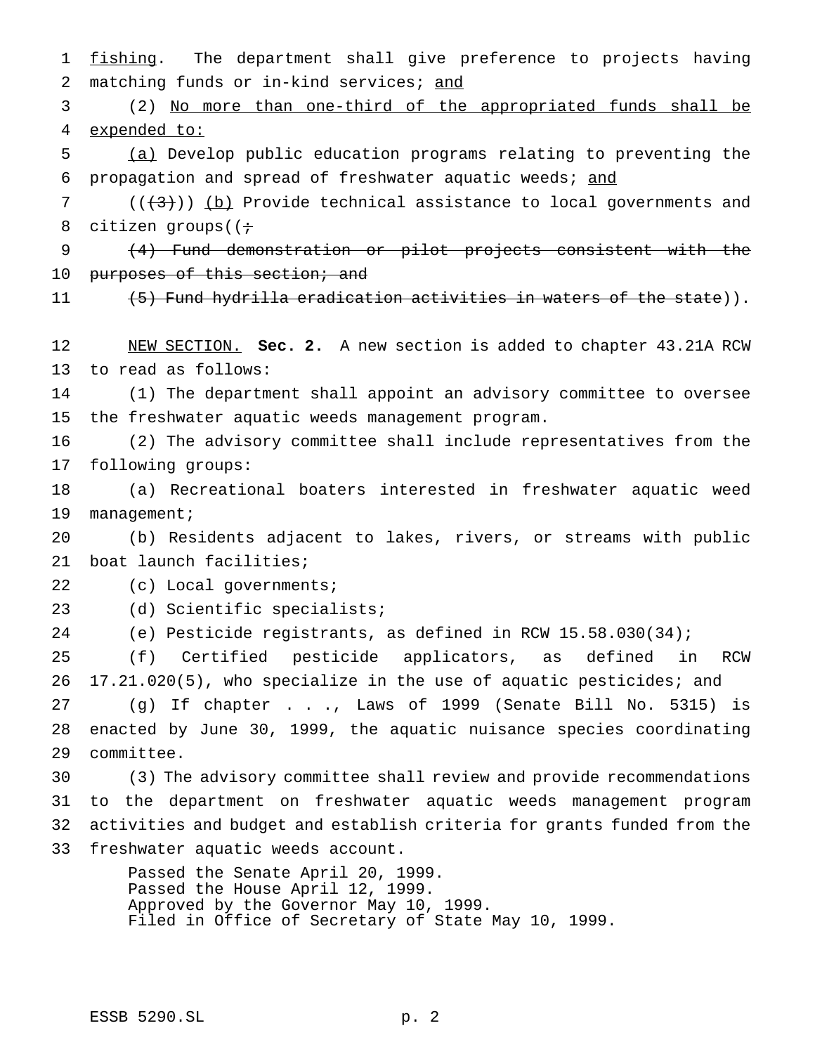fishing. The department shall give preference to projects having matching funds or in-kind services; and

(2) No more than one-third of the appropriated funds shall be expended to:

(a) Develop public education programs relating to preventing the propagation and spread of freshwater aquatic weeds; and

(((3))) (b) Provide technical assistance to local governments and citizen groups((;

(4) Fund demonstration or pilot projects consistent with the purposes of this section; and

(5) Fund hydrilla eradication activities in waters of the state)).

NEW SECTION. **Sec. 2.** A new section is added to chapter 43.21A RCW to read as follows:

(1) The department shall appoint an advisory committee to oversee the freshwater aquatic weeds management program.

(2) The advisory committee shall include representatives from the following groups:

(a) Recreational boaters interested in freshwater aquatic weed management;

(b) Residents adjacent to lakes, rivers, or streams with public boat launch facilities;

(c) Local governments;

(d) Scientific specialists;

(e) Pesticide registrants, as defined in RCW 15.58.030(34);

(f) Certified pesticide applicators, as defined in RCW 17.21.020(5), who specialize in the use of aquatic pesticides; and

(g) If chapter . . ., Laws of 1999 (Senate Bill No. 5315) is enacted by June 30, 1999, the aquatic nuisance species coordinating committee.

(3) The advisory committee shall review and provide recommendations to the department on freshwater aquatic weeds management program activities and budget and establish criteria for grants funded from the freshwater aquatic weeds account.

Passed the Senate April 20, 1999.
Passed the House April 12, 1999.
Approved by the Governor May 10, 1999.
Filed in Office of Secretary of State May 10, 1999.